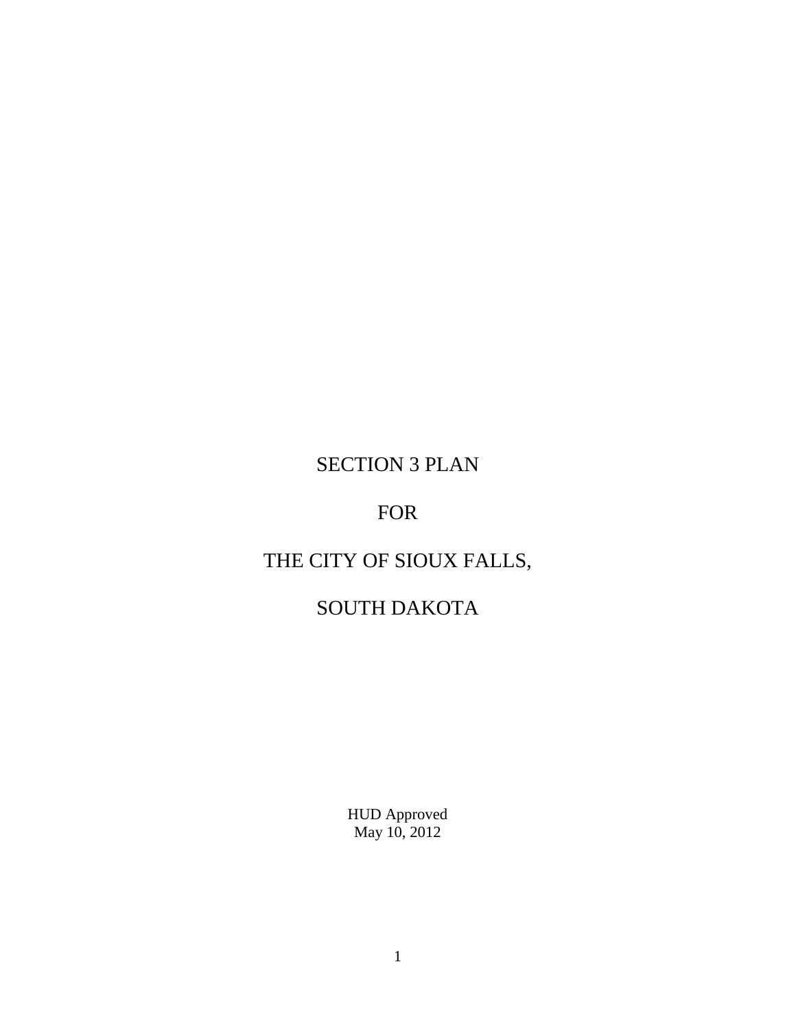# SECTION 3 PLAN

# FOR

# THE CITY OF SIOUX FALLS,

# SOUTH DAKOTA

HUD Approved
May 10, 2012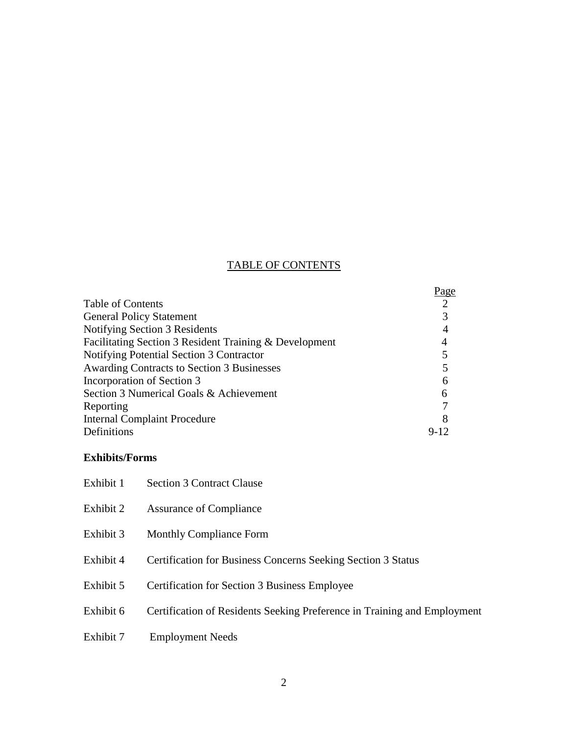## TABLE OF CONTENTS

| | Page |
|---|---|
| Table of Contents | 2 |
| General Policy Statement | 3 |
| Notifying Section 3 Residents | 4 |
| Facilitating Section 3 Resident Training & Development | 4 |
| Notifying Potential Section 3 Contractor | 5 |
| Awarding Contracts to Section 3 Businesses | 5 |
| Incorporation of Section 3 | 6 |
| Section 3 Numerical Goals & Achievement | 6 |
| Reporting | 7 |
| Internal Complaint Procedure | 8 |
| Definitions | 9-12 |

**Exhibits/Forms**

| | |
|---|---|
| Exhibit 1 | Section 3 Contract Clause |
| Exhibit 2 | Assurance of Compliance |
| Exhibit 3 | Monthly Compliance Form |
| Exhibit 4 | Certification for Business Concerns Seeking Section 3 Status |
| Exhibit 5 | Certification for Section 3 Business Employee |
| Exhibit 6 | Certification of Residents Seeking Preference in Training and Employment |
| Exhibit 7 | Employment Needs |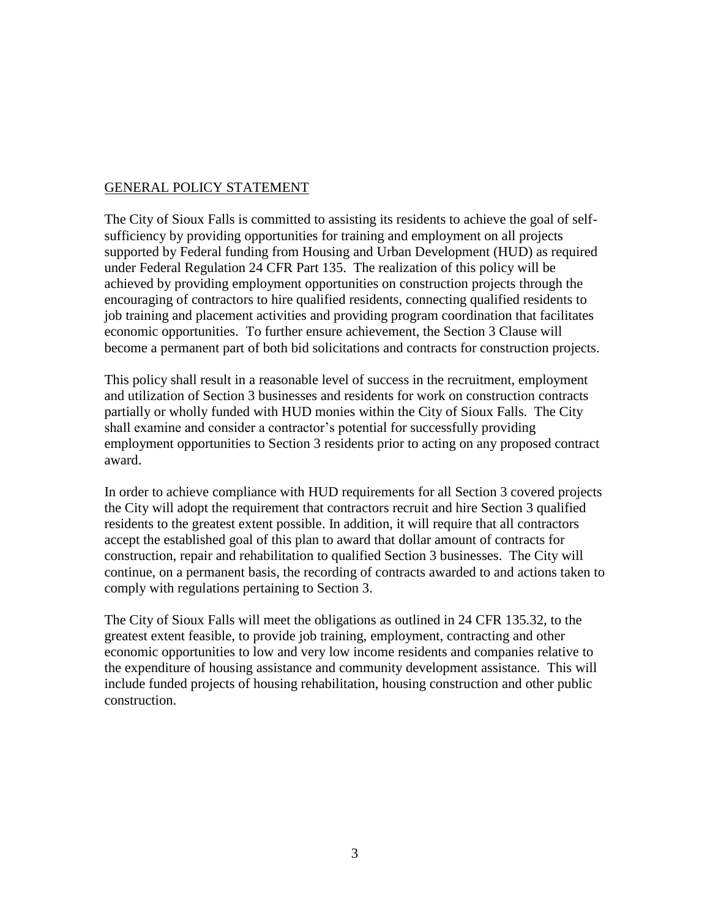## GENERAL POLICY STATEMENT

The City of Sioux Falls is committed to assisting its residents to achieve the goal of self-sufficiency by providing opportunities for training and employment on all projects supported by Federal funding from Housing and Urban Development (HUD) as required under Federal Regulation 24 CFR Part 135. The realization of this policy will be achieved by providing employment opportunities on construction projects through the encouraging of contractors to hire qualified residents, connecting qualified residents to job training and placement activities and providing program coordination that facilitates economic opportunities. To further ensure achievement, the Section 3 Clause will become a permanent part of both bid solicitations and contracts for construction projects.

This policy shall result in a reasonable level of success in the recruitment, employment and utilization of Section 3 businesses and residents for work on construction contracts partially or wholly funded with HUD monies within the City of Sioux Falls. The City shall examine and consider a contractor's potential for successfully providing employment opportunities to Section 3 residents prior to acting on any proposed contract award.

In order to achieve compliance with HUD requirements for all Section 3 covered projects the City will adopt the requirement that contractors recruit and hire Section 3 qualified residents to the greatest extent possible. In addition, it will require that all contractors accept the established goal of this plan to award that dollar amount of contracts for construction, repair and rehabilitation to qualified Section 3 businesses. The City will continue, on a permanent basis, the recording of contracts awarded to and actions taken to comply with regulations pertaining to Section 3.

The City of Sioux Falls will meet the obligations as outlined in 24 CFR 135.32, to the greatest extent feasible, to provide job training, employment, contracting and other economic opportunities to low and very low income residents and companies relative to the expenditure of housing assistance and community development assistance. This will include funded projects of housing rehabilitation, housing construction and other public construction.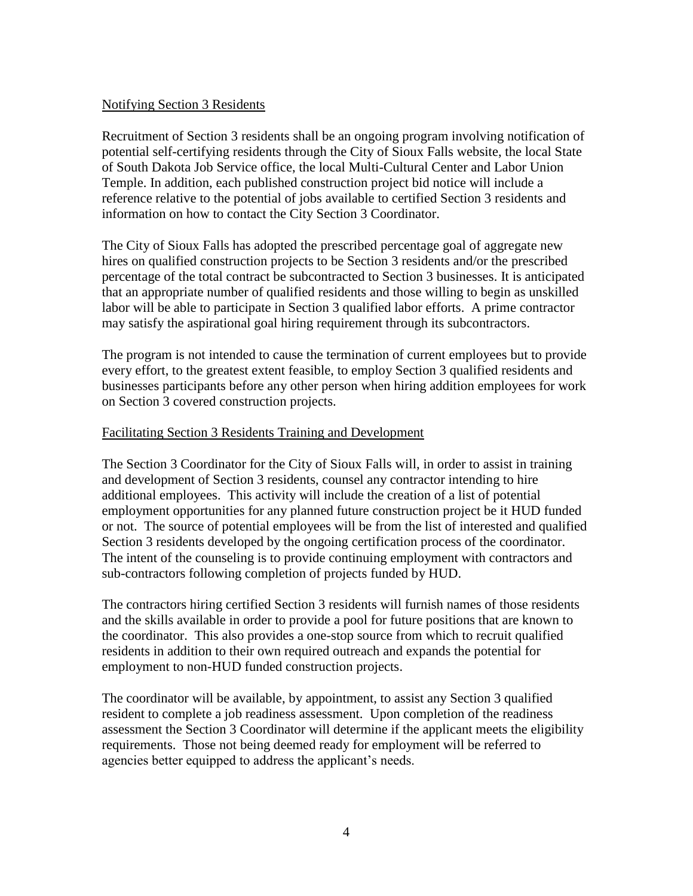## Notifying Section 3 Residents

Recruitment of Section 3 residents shall be an ongoing program involving notification of potential self-certifying residents through the City of Sioux Falls website, the local State of South Dakota Job Service office, the local Multi-Cultural Center and Labor Union Temple. In addition, each published construction project bid notice will include a reference relative to the potential of jobs available to certified Section 3 residents and information on how to contact the City Section 3 Coordinator.

The City of Sioux Falls has adopted the prescribed percentage goal of aggregate new hires on qualified construction projects to be Section 3 residents and/or the prescribed percentage of the total contract be subcontracted to Section 3 businesses. It is anticipated that an appropriate number of qualified residents and those willing to begin as unskilled labor will be able to participate in Section 3 qualified labor efforts. A prime contractor may satisfy the aspirational goal hiring requirement through its subcontractors.

The program is not intended to cause the termination of current employees but to provide every effort, to the greatest extent feasible, to employ Section 3 qualified residents and businesses participants before any other person when hiring addition employees for work on Section 3 covered construction projects.

## Facilitating Section 3 Residents Training and Development

The Section 3 Coordinator for the City of Sioux Falls will, in order to assist in training and development of Section 3 residents, counsel any contractor intending to hire additional employees. This activity will include the creation of a list of potential employment opportunities for any planned future construction project be it HUD funded or not. The source of potential employees will be from the list of interested and qualified Section 3 residents developed by the ongoing certification process of the coordinator. The intent of the counseling is to provide continuing employment with contractors and sub-contractors following completion of projects funded by HUD.

The contractors hiring certified Section 3 residents will furnish names of those residents and the skills available in order to provide a pool for future positions that are known to the coordinator. This also provides a one-stop source from which to recruit qualified residents in addition to their own required outreach and expands the potential for employment to non-HUD funded construction projects.

The coordinator will be available, by appointment, to assist any Section 3 qualified resident to complete a job readiness assessment. Upon completion of the readiness assessment the Section 3 Coordinator will determine if the applicant meets the eligibility requirements. Those not being deemed ready for employment will be referred to agencies better equipped to address the applicant's needs.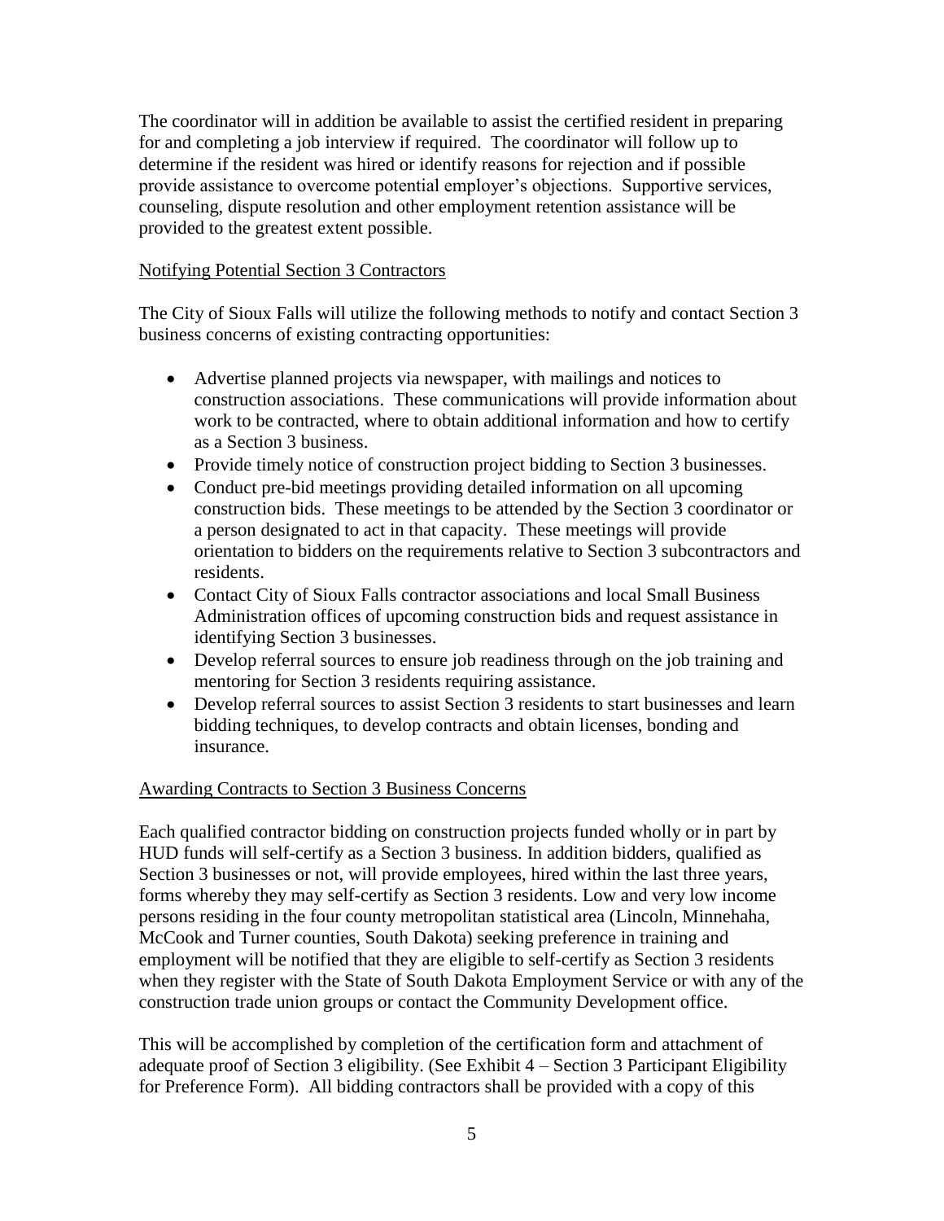The coordinator will in addition be available to assist the certified resident in preparing for and completing a job interview if required. The coordinator will follow up to determine if the resident was hired or identify reasons for rejection and if possible provide assistance to overcome potential employer's objections. Supportive services, counseling, dispute resolution and other employment retention assistance will be provided to the greatest extent possible.

### Notifying Potential Section 3 Contractors

The City of Sioux Falls will utilize the following methods to notify and contact Section 3 business concerns of existing contracting opportunities:

- Advertise planned projects via newspaper, with mailings and notices to construction associations. These communications will provide information about work to be contracted, where to obtain additional information and how to certify as a Section 3 business.
- Provide timely notice of construction project bidding to Section 3 businesses.
- Conduct pre-bid meetings providing detailed information on all upcoming construction bids. These meetings to be attended by the Section 3 coordinator or a person designated to act in that capacity. These meetings will provide orientation to bidders on the requirements relative to Section 3 subcontractors and residents.
- Contact City of Sioux Falls contractor associations and local Small Business Administration offices of upcoming construction bids and request assistance in identifying Section 3 businesses.
- Develop referral sources to ensure job readiness through on the job training and mentoring for Section 3 residents requiring assistance.
- Develop referral sources to assist Section 3 residents to start businesses and learn bidding techniques, to develop contracts and obtain licenses, bonding and insurance.

### Awarding Contracts to Section 3 Business Concerns

Each qualified contractor bidding on construction projects funded wholly or in part by HUD funds will self-certify as a Section 3 business. In addition bidders, qualified as Section 3 businesses or not, will provide employees, hired within the last three years, forms whereby they may self-certify as Section 3 residents. Low and very low income persons residing in the four county metropolitan statistical area (Lincoln, Minnehaha, McCook and Turner counties, South Dakota) seeking preference in training and employment will be notified that they are eligible to self-certify as Section 3 residents when they register with the State of South Dakota Employment Service or with any of the construction trade union groups or contact the Community Development office.

This will be accomplished by completion of the certification form and attachment of adequate proof of Section 3 eligibility. (See Exhibit 4 – Section 3 Participant Eligibility for Preference Form). All bidding contractors shall be provided with a copy of this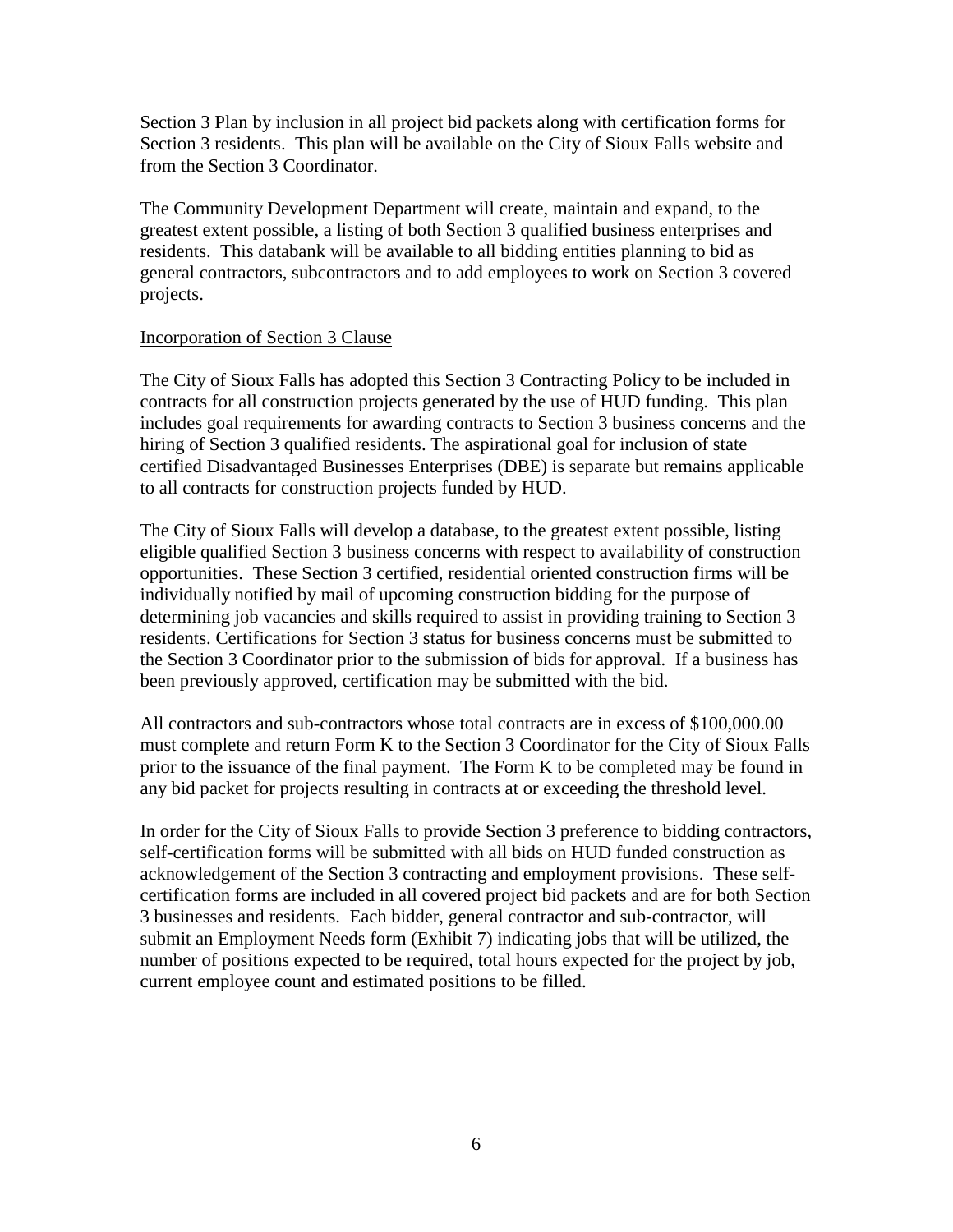Section 3 Plan by inclusion in all project bid packets along with certification forms for Section 3 residents. This plan will be available on the City of Sioux Falls website and from the Section 3 Coordinator.

The Community Development Department will create, maintain and expand, to the greatest extent possible, a listing of both Section 3 qualified business enterprises and residents. This databank will be available to all bidding entities planning to bid as general contractors, subcontractors and to add employees to work on Section 3 covered projects.

<u>Incorporation of Section 3 Clause</u>

The City of Sioux Falls has adopted this Section 3 Contracting Policy to be included in contracts for all construction projects generated by the use of HUD funding. This plan includes goal requirements for awarding contracts to Section 3 business concerns and the hiring of Section 3 qualified residents. The aspirational goal for inclusion of state certified Disadvantaged Businesses Enterprises (DBE) is separate but remains applicable to all contracts for construction projects funded by HUD.

The City of Sioux Falls will develop a database, to the greatest extent possible, listing eligible qualified Section 3 business concerns with respect to availability of construction opportunities. These Section 3 certified, residential oriented construction firms will be individually notified by mail of upcoming construction bidding for the purpose of determining job vacancies and skills required to assist in providing training to Section 3 residents. Certifications for Section 3 status for business concerns must be submitted to the Section 3 Coordinator prior to the submission of bids for approval. If a business has been previously approved, certification may be submitted with the bid.

All contractors and sub-contractors whose total contracts are in excess of $100,000.00 must complete and return Form K to the Section 3 Coordinator for the City of Sioux Falls prior to the issuance of the final payment. The Form K to be completed may be found in any bid packet for projects resulting in contracts at or exceeding the threshold level.

In order for the City of Sioux Falls to provide Section 3 preference to bidding contractors, self-certification forms will be submitted with all bids on HUD funded construction as acknowledgement of the Section 3 contracting and employment provisions. These self-certification forms are included in all covered project bid packets and are for both Section 3 businesses and residents. Each bidder, general contractor and sub-contractor, will submit an Employment Needs form (Exhibit 7) indicating jobs that will be utilized, the number of positions expected to be required, total hours expected for the project by job, current employee count and estimated positions to be filled.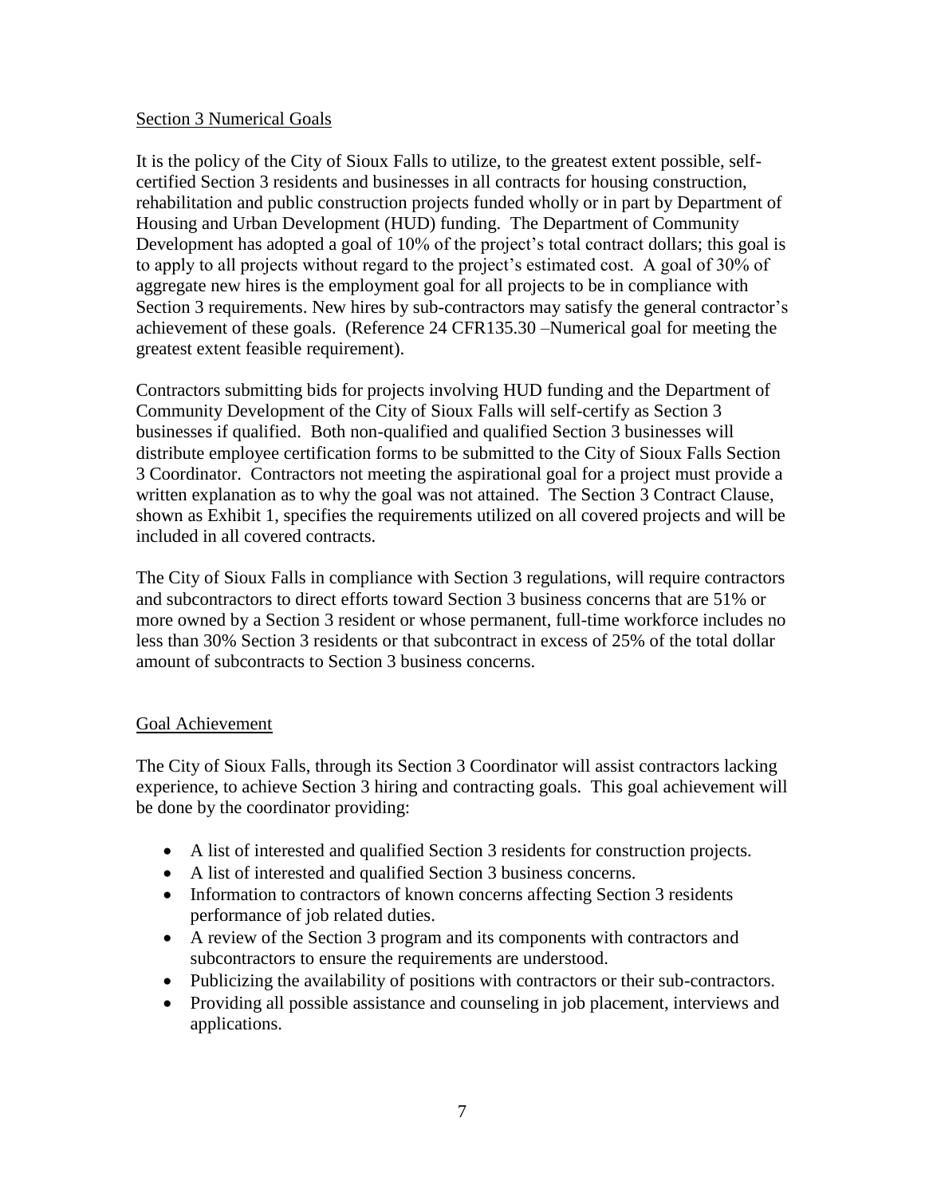## Section 3 Numerical Goals

It is the policy of the City of Sioux Falls to utilize, to the greatest extent possible, self-certified Section 3 residents and businesses in all contracts for housing construction, rehabilitation and public construction projects funded wholly or in part by Department of Housing and Urban Development (HUD) funding. The Department of Community Development has adopted a goal of 10% of the project's total contract dollars; this goal is to apply to all projects without regard to the project's estimated cost. A goal of 30% of aggregate new hires is the employment goal for all projects to be in compliance with Section 3 requirements. New hires by sub-contractors may satisfy the general contractor's achievement of these goals. (Reference 24 CFR135.30 –Numerical goal for meeting the greatest extent feasible requirement).

Contractors submitting bids for projects involving HUD funding and the Department of Community Development of the City of Sioux Falls will self-certify as Section 3 businesses if qualified. Both non-qualified and qualified Section 3 businesses will distribute employee certification forms to be submitted to the City of Sioux Falls Section 3 Coordinator. Contractors not meeting the aspirational goal for a project must provide a written explanation as to why the goal was not attained. The Section 3 Contract Clause, shown as Exhibit 1, specifies the requirements utilized on all covered projects and will be included in all covered contracts.

The City of Sioux Falls in compliance with Section 3 regulations, will require contractors and subcontractors to direct efforts toward Section 3 business concerns that are 51% or more owned by a Section 3 resident or whose permanent, full-time workforce includes no less than 30% Section 3 residents or that subcontract in excess of 25% of the total dollar amount of subcontracts to Section 3 business concerns.

## Goal Achievement

The City of Sioux Falls, through its Section 3 Coordinator will assist contractors lacking experience, to achieve Section 3 hiring and contracting goals. This goal achievement will be done by the coordinator providing:

- A list of interested and qualified Section 3 residents for construction projects.
- A list of interested and qualified Section 3 business concerns.
- Information to contractors of known concerns affecting Section 3 residents performance of job related duties.
- A review of the Section 3 program and its components with contractors and subcontractors to ensure the requirements are understood.
- Publicizing the availability of positions with contractors or their sub-contractors.
- Providing all possible assistance and counseling in job placement, interviews and applications.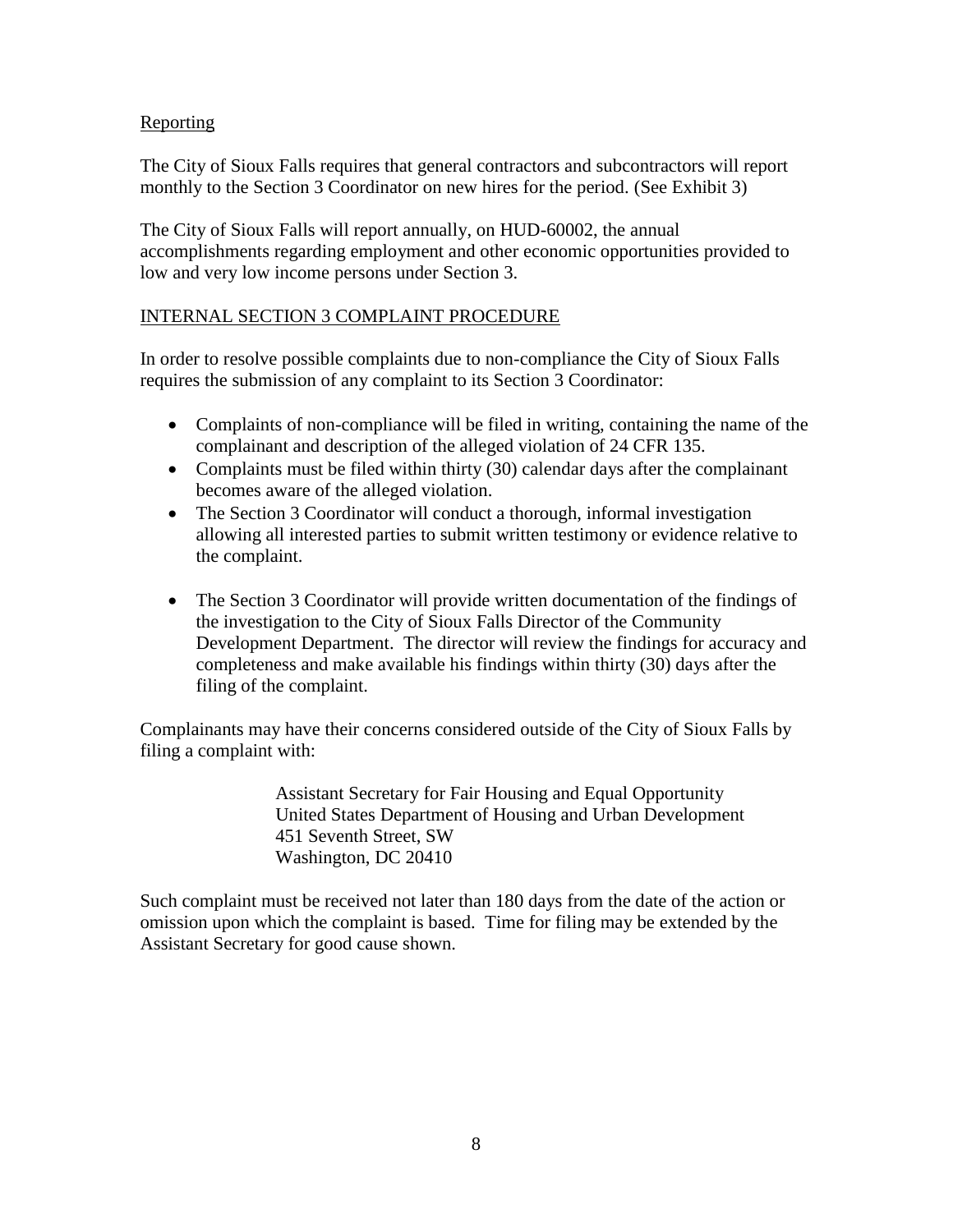## Reporting

The City of Sioux Falls requires that general contractors and subcontractors will report monthly to the Section 3 Coordinator on new hires for the period. (See Exhibit 3)

The City of Sioux Falls will report annually, on HUD-60002, the annual accomplishments regarding employment and other economic opportunities provided to low and very low income persons under Section 3.

## INTERNAL SECTION 3 COMPLAINT PROCEDURE

In order to resolve possible complaints due to non-compliance the City of Sioux Falls requires the submission of any complaint to its Section 3 Coordinator:

- Complaints of non-compliance will be filed in writing, containing the name of the complainant and description of the alleged violation of 24 CFR 135.
- Complaints must be filed within thirty (30) calendar days after the complainant becomes aware of the alleged violation.
- The Section 3 Coordinator will conduct a thorough, informal investigation allowing all interested parties to submit written testimony or evidence relative to the complaint.
- The Section 3 Coordinator will provide written documentation of the findings of the investigation to the City of Sioux Falls Director of the Community Development Department. The director will review the findings for accuracy and completeness and make available his findings within thirty (30) days after the filing of the complaint.

Complainants may have their concerns considered outside of the City of Sioux Falls by filing a complaint with:

> Assistant Secretary for Fair Housing and Equal Opportunity
> United States Department of Housing and Urban Development
> 451 Seventh Street, SW
> Washington, DC 20410

Such complaint must be received not later than 180 days from the date of the action or omission upon which the complaint is based. Time for filing may be extended by the Assistant Secretary for good cause shown.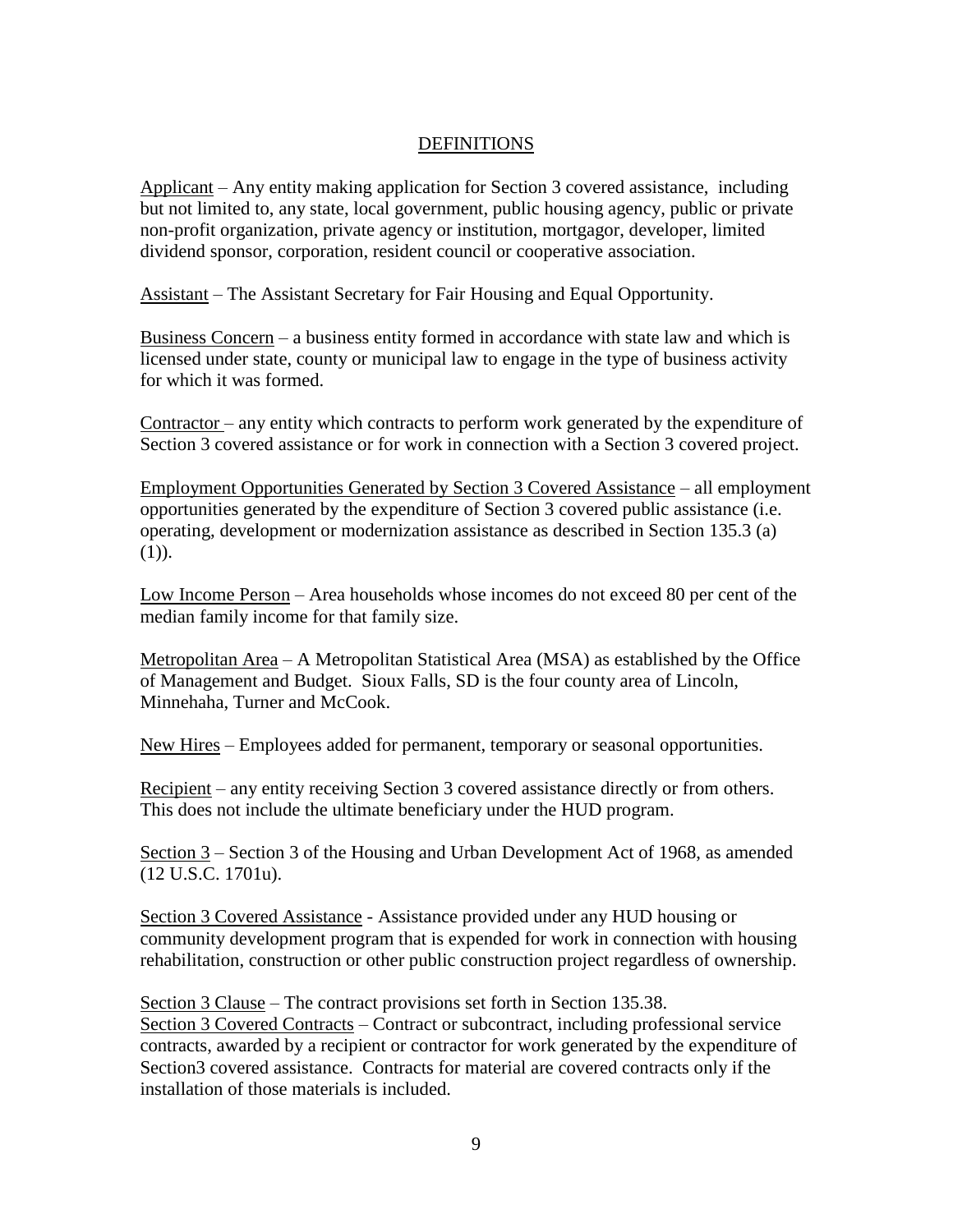## DEFINITIONS

Applicant – Any entity making application for Section 3 covered assistance, including but not limited to, any state, local government, public housing agency, public or private non-profit organization, private agency or institution, mortgagor, developer, limited dividend sponsor, corporation, resident council or cooperative association.

Assistant – The Assistant Secretary for Fair Housing and Equal Opportunity.

Business Concern – a business entity formed in accordance with state law and which is licensed under state, county or municipal law to engage in the type of business activity for which it was formed.

Contractor – any entity which contracts to perform work generated by the expenditure of Section 3 covered assistance or for work in connection with a Section 3 covered project.

Employment Opportunities Generated by Section 3 Covered Assistance – all employment opportunities generated by the expenditure of Section 3 covered public assistance (i.e. operating, development or modernization assistance as described in Section 135.3 (a)(1)).

Low Income Person – Area households whose incomes do not exceed 80 per cent of the median family income for that family size.

Metropolitan Area – A Metropolitan Statistical Area (MSA) as established by the Office of Management and Budget. Sioux Falls, SD is the four county area of Lincoln, Minnehaha, Turner and McCook.

New Hires – Employees added for permanent, temporary or seasonal opportunities.

Recipient – any entity receiving Section 3 covered assistance directly or from others. This does not include the ultimate beneficiary under the HUD program.

Section 3 – Section 3 of the Housing and Urban Development Act of 1968, as amended (12 U.S.C. 1701u).

Section 3 Covered Assistance - Assistance provided under any HUD housing or community development program that is expended for work in connection with housing rehabilitation, construction or other public construction project regardless of ownership.

Section 3 Clause – The contract provisions set forth in Section 135.38.

Section 3 Covered Contracts – Contract or subcontract, including professional service contracts, awarded by a recipient or contractor for work generated by the expenditure of Section3 covered assistance. Contracts for material are covered contracts only if the installation of those materials is included.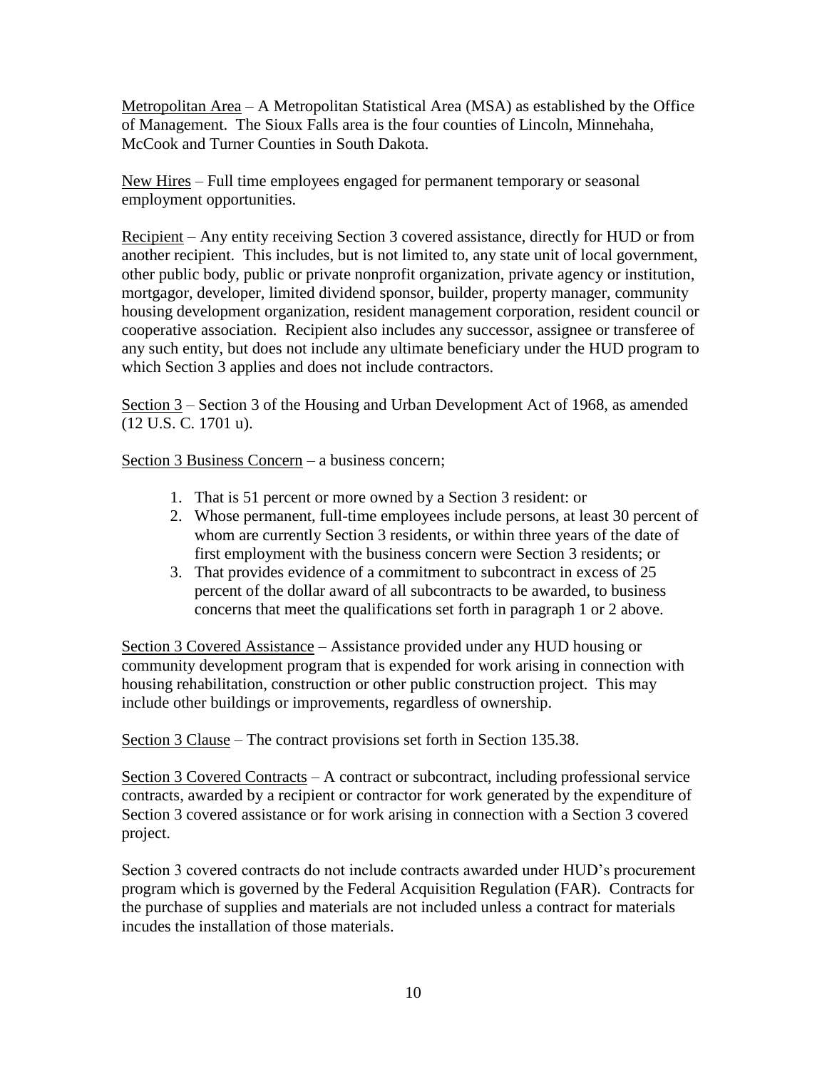Metropolitan Area – A Metropolitan Statistical Area (MSA) as established by the Office of Management. The Sioux Falls area is the four counties of Lincoln, Minnehaha, McCook and Turner Counties in South Dakota.

New Hires – Full time employees engaged for permanent temporary or seasonal employment opportunities.

Recipient – Any entity receiving Section 3 covered assistance, directly for HUD or from another recipient. This includes, but is not limited to, any state unit of local government, other public body, public or private nonprofit organization, private agency or institution, mortgagor, developer, limited dividend sponsor, builder, property manager, community housing development organization, resident management corporation, resident council or cooperative association. Recipient also includes any successor, assignee or transferee of any such entity, but does not include any ultimate beneficiary under the HUD program to which Section 3 applies and does not include contractors.

Section 3 – Section 3 of the Housing and Urban Development Act of 1968, as amended (12 U.S. C. 1701 u).

Section 3 Business Concern – a business concern;

1. That is 51 percent or more owned by a Section 3 resident: or
2. Whose permanent, full-time employees include persons, at least 30 percent of whom are currently Section 3 residents, or within three years of the date of first employment with the business concern were Section 3 residents; or
3. That provides evidence of a commitment to subcontract in excess of 25 percent of the dollar award of all subcontracts to be awarded, to business concerns that meet the qualifications set forth in paragraph 1 or 2 above.

Section 3 Covered Assistance – Assistance provided under any HUD housing or community development program that is expended for work arising in connection with housing rehabilitation, construction or other public construction project. This may include other buildings or improvements, regardless of ownership.

Section 3 Clause – The contract provisions set forth in Section 135.38.

Section 3 Covered Contracts – A contract or subcontract, including professional service contracts, awarded by a recipient or contractor for work generated by the expenditure of Section 3 covered assistance or for work arising in connection with a Section 3 covered project.

Section 3 covered contracts do not include contracts awarded under HUD's procurement program which is governed by the Federal Acquisition Regulation (FAR). Contracts for the purchase of supplies and materials are not included unless a contract for materials incudes the installation of those materials.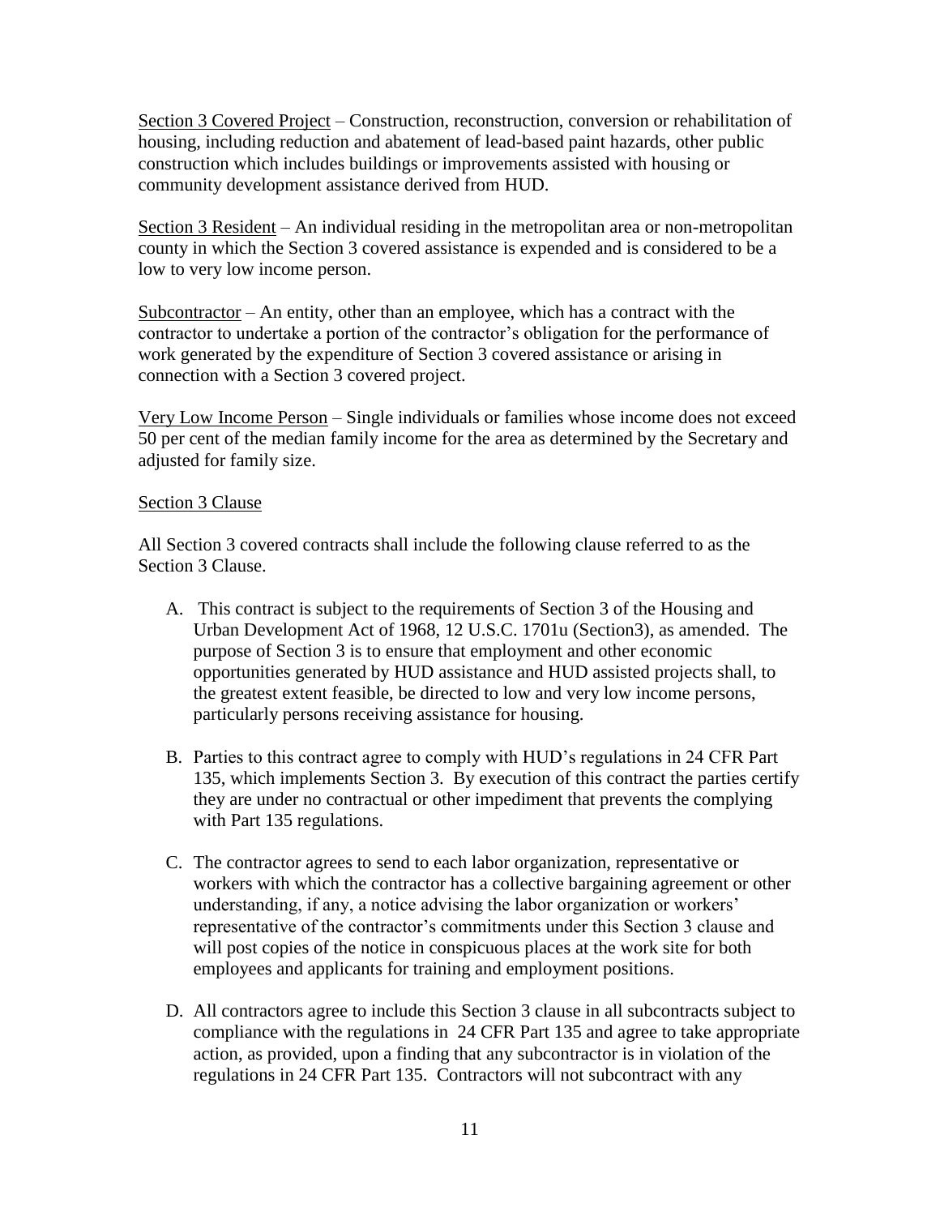Section 3 Covered Project – Construction, reconstruction, conversion or rehabilitation of housing, including reduction and abatement of lead-based paint hazards, other public construction which includes buildings or improvements assisted with housing or community development assistance derived from HUD.

Section 3 Resident – An individual residing in the metropolitan area or non-metropolitan county in which the Section 3 covered assistance is expended and is considered to be a low to very low income person.

Subcontractor – An entity, other than an employee, which has a contract with the contractor to undertake a portion of the contractor's obligation for the performance of work generated by the expenditure of Section 3 covered assistance or arising in connection with a Section 3 covered project.

Very Low Income Person – Single individuals or families whose income does not exceed 50 per cent of the median family income for the area as determined by the Secretary and adjusted for family size.

Section 3 Clause

All Section 3 covered contracts shall include the following clause referred to as the Section 3 Clause.

A. This contract is subject to the requirements of Section 3 of the Housing and Urban Development Act of 1968, 12 U.S.C. 1701u (Section3), as amended. The purpose of Section 3 is to ensure that employment and other economic opportunities generated by HUD assistance and HUD assisted projects shall, to the greatest extent feasible, be directed to low and very low income persons, particularly persons receiving assistance for housing.

B. Parties to this contract agree to comply with HUD's regulations in 24 CFR Part 135, which implements Section 3. By execution of this contract the parties certify they are under no contractual or other impediment that prevents the complying with Part 135 regulations.

C. The contractor agrees to send to each labor organization, representative or workers with which the contractor has a collective bargaining agreement or other understanding, if any, a notice advising the labor organization or workers' representative of the contractor's commitments under this Section 3 clause and will post copies of the notice in conspicuous places at the work site for both employees and applicants for training and employment positions.

D. All contractors agree to include this Section 3 clause in all subcontracts subject to compliance with the regulations in 24 CFR Part 135 and agree to take appropriate action, as provided, upon a finding that any subcontractor is in violation of the regulations in 24 CFR Part 135. Contractors will not subcontract with any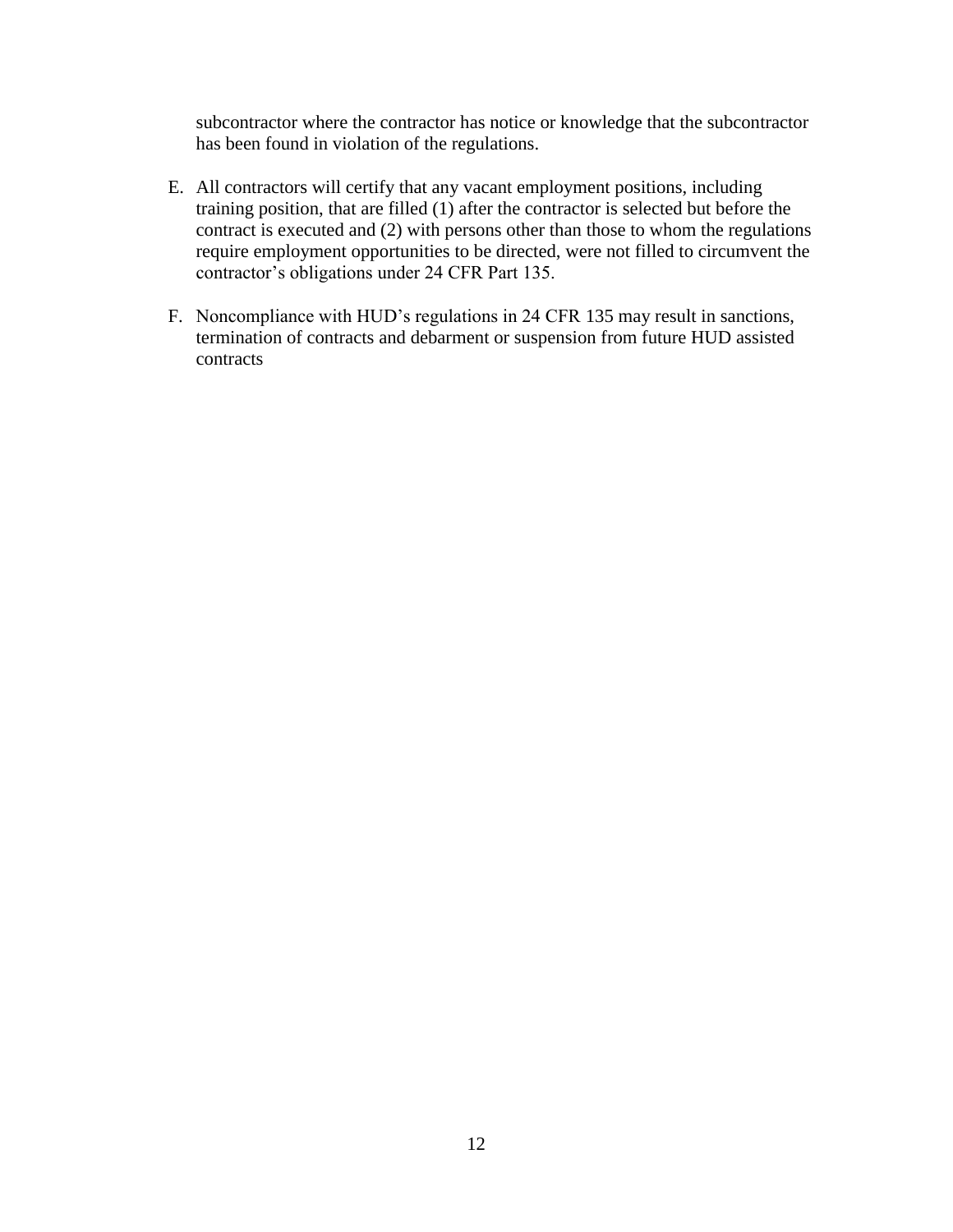subcontractor where the contractor has notice or knowledge that the subcontractor has been found in violation of the regulations.

E. All contractors will certify that any vacant employment positions, including training position, that are filled (1) after the contractor is selected but before the contract is executed and (2) with persons other than those to whom the regulations require employment opportunities to be directed, were not filled to circumvent the contractor's obligations under 24 CFR Part 135.

F. Noncompliance with HUD's regulations in 24 CFR 135 may result in sanctions, termination of contracts and debarment or suspension from future HUD assisted contracts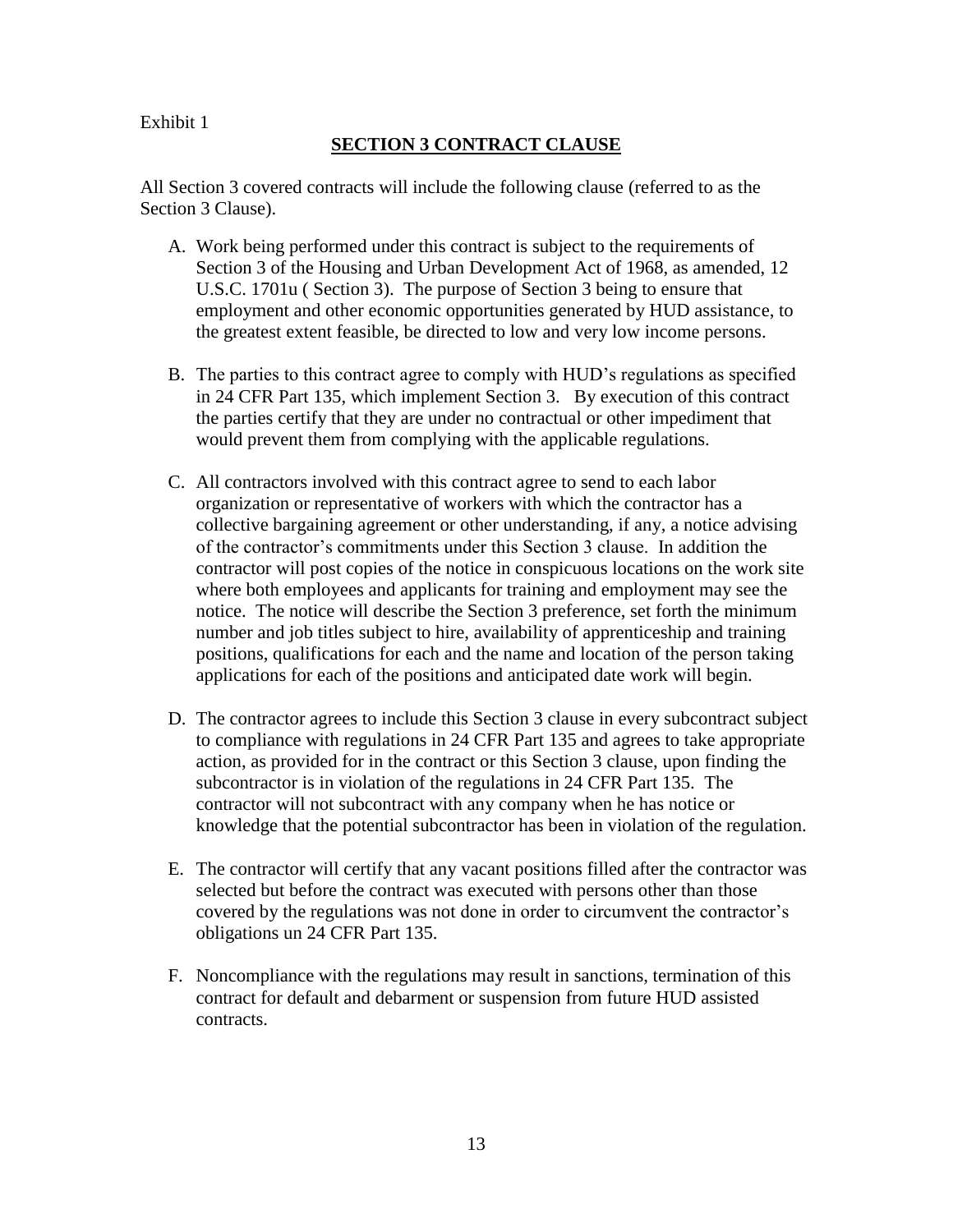Exhibit 1

## SECTION 3 CONTRACT CLAUSE

All Section 3 covered contracts will include the following clause (referred to as the Section 3 Clause).

A. Work being performed under this contract is subject to the requirements of Section 3 of the Housing and Urban Development Act of 1968, as amended, 12 U.S.C. 1701u ( Section 3). The purpose of Section 3 being to ensure that employment and other economic opportunities generated by HUD assistance, to the greatest extent feasible, be directed to low and very low income persons.

B. The parties to this contract agree to comply with HUD's regulations as specified in 24 CFR Part 135, which implement Section 3. By execution of this contract the parties certify that they are under no contractual or other impediment that would prevent them from complying with the applicable regulations.

C. All contractors involved with this contract agree to send to each labor organization or representative of workers with which the contractor has a collective bargaining agreement or other understanding, if any, a notice advising of the contractor's commitments under this Section 3 clause. In addition the contractor will post copies of the notice in conspicuous locations on the work site where both employees and applicants for training and employment may see the notice. The notice will describe the Section 3 preference, set forth the minimum number and job titles subject to hire, availability of apprenticeship and training positions, qualifications for each and the name and location of the person taking applications for each of the positions and anticipated date work will begin.

D. The contractor agrees to include this Section 3 clause in every subcontract subject to compliance with regulations in 24 CFR Part 135 and agrees to take appropriate action, as provided for in the contract or this Section 3 clause, upon finding the subcontractor is in violation of the regulations in 24 CFR Part 135. The contractor will not subcontract with any company when he has notice or knowledge that the potential subcontractor has been in violation of the regulation.

E. The contractor will certify that any vacant positions filled after the contractor was selected but before the contract was executed with persons other than those covered by the regulations was not done in order to circumvent the contractor's obligations un 24 CFR Part 135.

F. Noncompliance with the regulations may result in sanctions, termination of this contract for default and debarment or suspension from future HUD assisted contracts.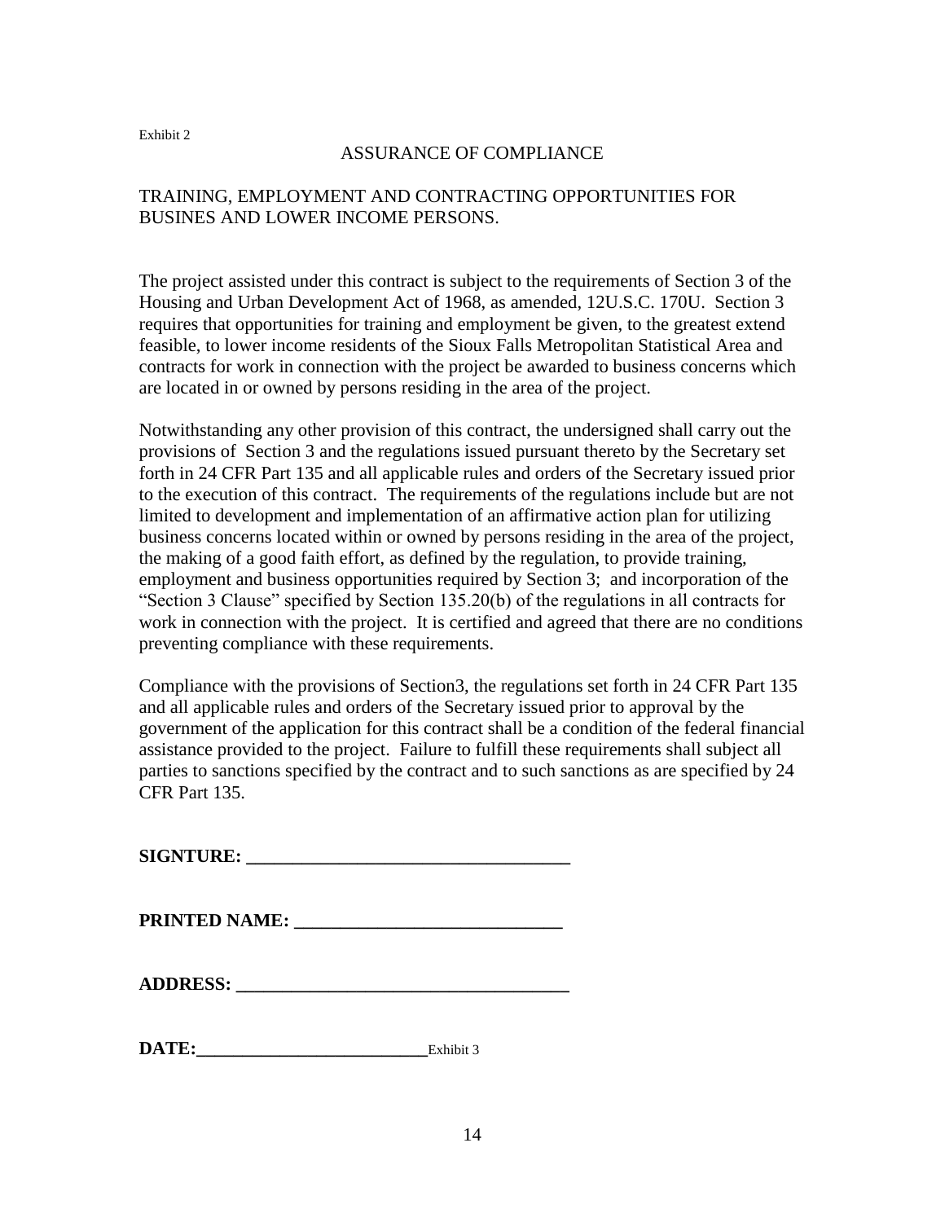Exhibit 2

ASSURANCE OF COMPLIANCE

TRAINING, EMPLOYMENT AND CONTRACTING OPPORTUNITIES FOR BUSINES AND LOWER INCOME PERSONS.

The project assisted under this contract is subject to the requirements of Section 3 of the Housing and Urban Development Act of 1968, as amended, 12U.S.C. 170U. Section 3 requires that opportunities for training and employment be given, to the greatest extend feasible, to lower income residents of the Sioux Falls Metropolitan Statistical Area and contracts for work in connection with the project be awarded to business concerns which are located in or owned by persons residing in the area of the project.

Notwithstanding any other provision of this contract, the undersigned shall carry out the provisions of Section 3 and the regulations issued pursuant thereto by the Secretary set forth in 24 CFR Part 135 and all applicable rules and orders of the Secretary issued prior to the execution of this contract. The requirements of the regulations include but are not limited to development and implementation of an affirmative action plan for utilizing business concerns located within or owned by persons residing in the area of the project, the making of a good faith effort, as defined by the regulation, to provide training, employment and business opportunities required by Section 3; and incorporation of the "Section 3 Clause" specified by Section 135.20(b) of the regulations in all contracts for work in connection with the project. It is certified and agreed that there are no conditions preventing compliance with these requirements.

Compliance with the provisions of Section3, the regulations set forth in 24 CFR Part 135 and all applicable rules and orders of the Secretary issued prior to approval by the government of the application for this contract shall be a condition of the federal financial assistance provided to the project. Failure to fulfill these requirements shall subject all parties to sanctions specified by the contract and to such sanctions as are specified by 24 CFR Part 135.

**SIGNTURE: ___________________________________**

**PRINTED NAME: ____________________________**

**ADDRESS: ____________________________________**

**DATE:________________________** Exhibit 3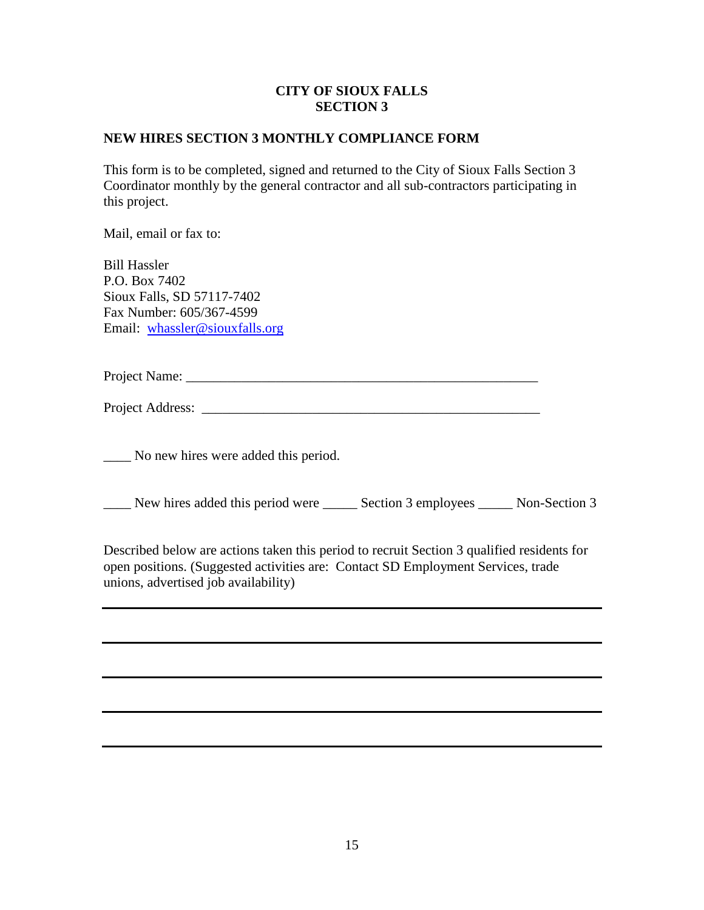**CITY OF SIOUX FALLS**
**SECTION 3**

**NEW HIRES SECTION 3 MONTHLY COMPLIANCE FORM**

This form is to be completed, signed and returned to the City of Sioux Falls Section 3 Coordinator monthly by the general contractor and all sub-contractors participating in this project.

Mail, email or fax to:

Bill Hassler
P.O. Box 7402
Sioux Falls, SD 57117-7402
Fax Number: 605/367-4599
Email: whassler@siouxfalls.org

Project Name: ____________________________________________________

Project Address: __________________________________________________

____ No new hires were added this period.

____ New hires added this period were _____ Section 3 employees _____ Non-Section 3

Described below are actions taken this period to recruit Section 3 qualified residents for open positions. (Suggested activities are: Contact SD Employment Services, trade unions, advertised job availability)

______________________________________________________________________

______________________________________________________________________

______________________________________________________________________

______________________________________________________________________

______________________________________________________________________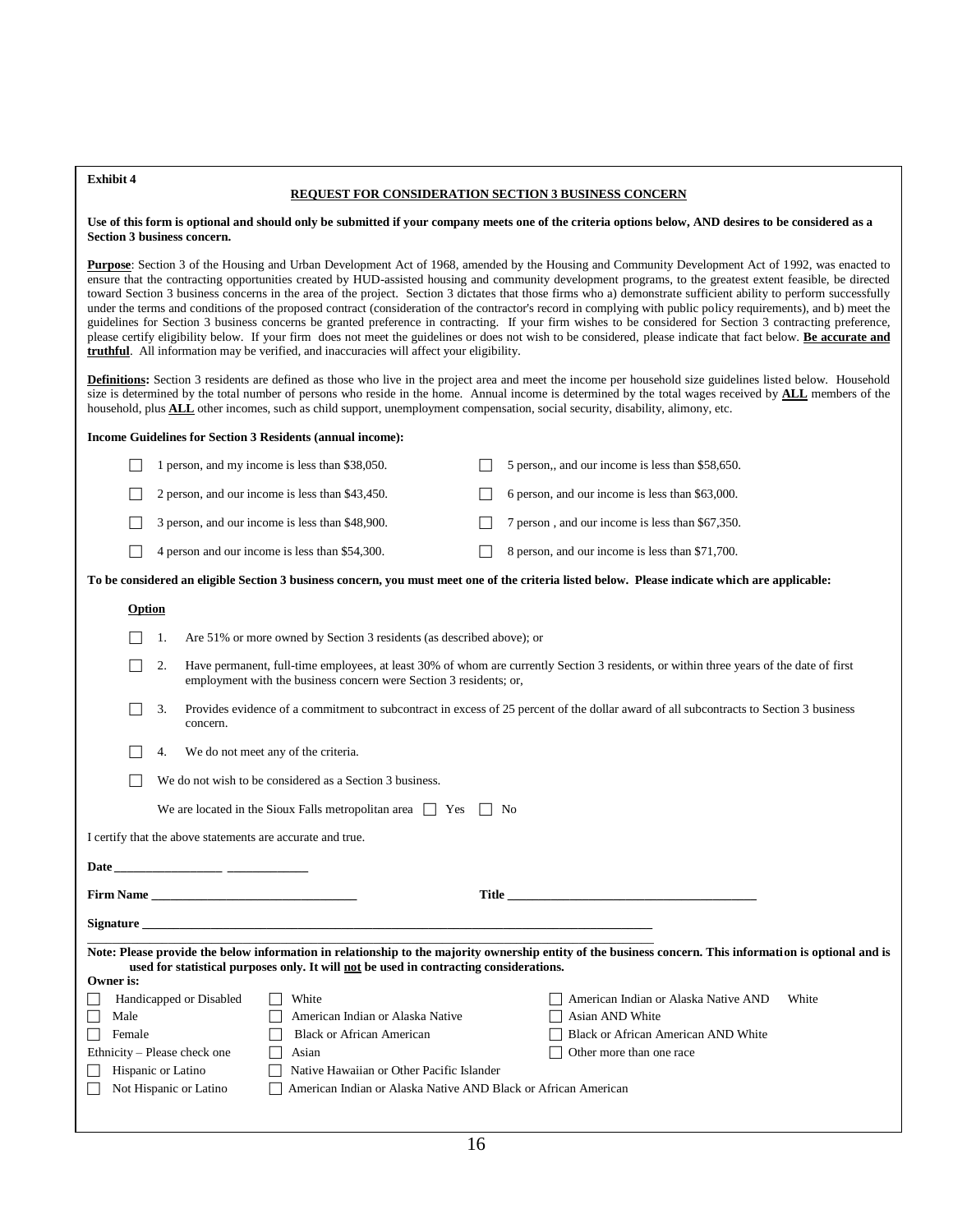**Exhibit 4**

## REQUEST FOR CONSIDERATION SECTION 3 BUSINESS CONCERN

**Use of this form is optional and should only be submitted if your company meets one of the criteria options below, AND desires to be considered as a Section 3 business concern.**

**Purpose**: Section 3 of the Housing and Urban Development Act of 1968, amended by the Housing and Community Development Act of 1992, was enacted to ensure that the contracting opportunities created by HUD-assisted housing and community development programs, to the greatest extent feasible, be directed toward Section 3 business concerns in the area of the project. Section 3 dictates that those firms who a) demonstrate sufficient ability to perform successfully under the terms and conditions of the proposed contract (consideration of the contractor's record in complying with public policy requirements), and b) meet the guidelines for Section 3 business concerns be granted preference in contracting. If your firm wishes to be considered for Section 3 contracting preference, please certify eligibility below. If your firm does not meet the guidelines or does not wish to be considered, please indicate that fact below. **Be accurate and truthful**. All information may be verified, and inaccuracies will affect your eligibility.

**Definitions:** Section 3 residents are defined as those who live in the project area and meet the income per household size guidelines listed below. Household size is determined by the total number of persons who reside in the home. Annual income is determined by the total wages received by **ALL** members of the household, plus **ALL** other incomes, such as child support, unemployment compensation, social security, disability, alimony, etc.

**Income Guidelines for Section 3 Residents (annual income):**

- ☐ 1 person, and my income is less than $38,050.
- ☐ 2 person, and our income is less than $43,450.
- ☐ 3 person, and our income is less than $48,900.
- ☐ 4 person and our income is less than $54,300.
- ☐ 5 person,, and our income is less than $58,650.
- ☐ 6 person, and our income is less than $63,000.
- ☐ 7 person , and our income is less than $67,350.
- ☐ 8 person, and our income is less than $71,700.

**To be considered an eligible Section 3 business concern, you must meet one of the criteria listed below. Please indicate which are applicable:**

**Option**

- ☐ 1. Are 51% or more owned by Section 3 residents (as described above); or
- ☐ 2. Have permanent, full-time employees, at least 30% of whom are currently Section 3 residents, or within three years of the date of first employment with the business concern were Section 3 residents; or,
- ☐ 3. Provides evidence of a commitment to subcontract in excess of 25 percent of the dollar award of all subcontracts to Section 3 business concern.
- ☐ 4. We do not meet any of the criteria.
- ☐ We do not wish to be considered as a Section 3 business.

We are located in the Sioux Falls metropolitan area ☐ Yes ☐ No

I certify that the above statements are accurate and true.

**Date** _________________ ____________

**Firm Name** _______________________________ **Title** ______________________________________

**Signature** _______________________________________________________________________________

**Note: Please provide the below information in relationship to the majority ownership entity of the business concern. This information is optional and is used for statistical purposes only. It will not be used in contracting considerations.**

**Owner is:**

- ☐ Handicapped or Disabled
- ☐ Male
- ☐ Female

Ethnicity – Please check one

- ☐ Hispanic or Latino
- ☐ Not Hispanic or Latino

- ☐ White
- ☐ American Indian or Alaska Native
- ☐ Black or African American
- ☐ Asian
- ☐ Native Hawaiian or Other Pacific Islander
- ☐ American Indian or Alaska Native AND Black or African American
- ☐ American Indian or Alaska Native AND White
- ☐ Asian AND White
- ☐ Black or African American AND White
- ☐ Other more than one race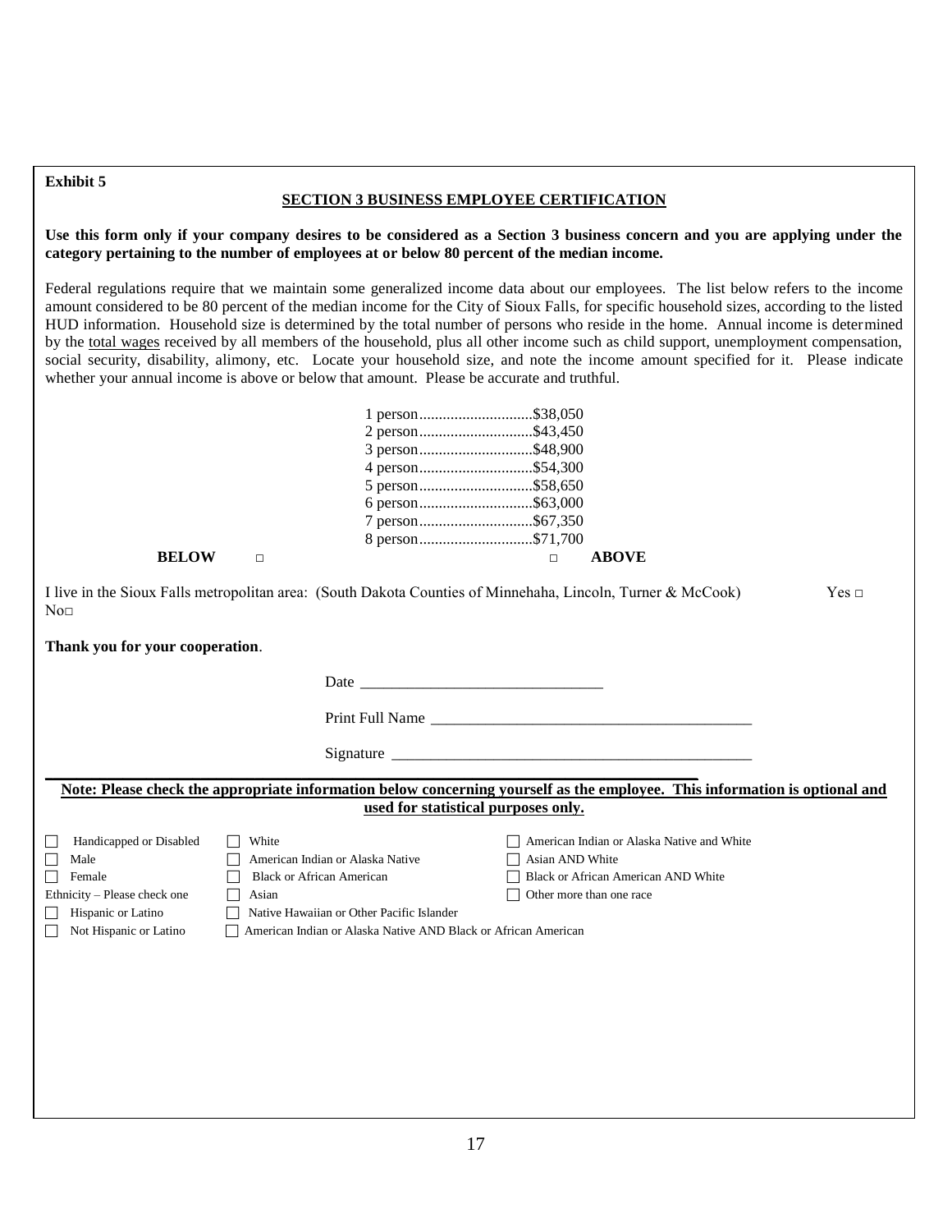**Exhibit 5**

## SECTION 3 BUSINESS EMPLOYEE CERTIFICATION

**Use this form only if your company desires to be considered as a Section 3 business concern and you are applying under the category pertaining to the number of employees at or below 80 percent of the median income.**

Federal regulations require that we maintain some generalized income data about our employees. The list below refers to the income amount considered to be 80 percent of the median income for the City of Sioux Falls, for specific household sizes, according to the listed HUD information. Household size is determined by the total number of persons who reside in the home. Annual income is determined by the total wages received by all members of the household, plus all other income such as child support, unemployment compensation, social security, disability, alimony, etc. Locate your household size, and note the income amount specified for it. Please indicate whether your annual income is above or below that amount. Please be accurate and truthful.

1 person............................$38,050
2 person............................$43,450
3 person............................$48,900
4 person............................$54,300
5 person............................$58,650
6 person............................$63,000
7 person............................$67,350
8 person............................$71,700

**BELOW** □ &nbsp;&nbsp;&nbsp;&nbsp; □ **ABOVE**

I live in the Sioux Falls metropolitan area: (South Dakota Counties of Minnehaha, Lincoln, Turner & McCook) Yes □ No□

**Thank you for your cooperation**.

Date _______________________________

Print Full Name _________________________________________

Signature _______________________________________________

**Note: Please check the appropriate information below concerning yourself as the employee. This information is optional and used for statistical purposes only.**

- ☐ Handicapped or Disabled
- ☐ Male
- ☐ Female

Ethnicity – Please check one

- ☐ Hispanic or Latino
- ☐ Not Hispanic or Latino

- ☐ White
- ☐ American Indian or Alaska Native
- ☐ Black or African American
- ☐ Asian
- ☐ Native Hawaiian or Other Pacific Islander
- ☐ American Indian or Alaska Native AND Black or African American
- ☐ American Indian or Alaska Native and White
- ☐ Asian AND White
- ☐ Black or African American AND White
- ☐ Other more than one race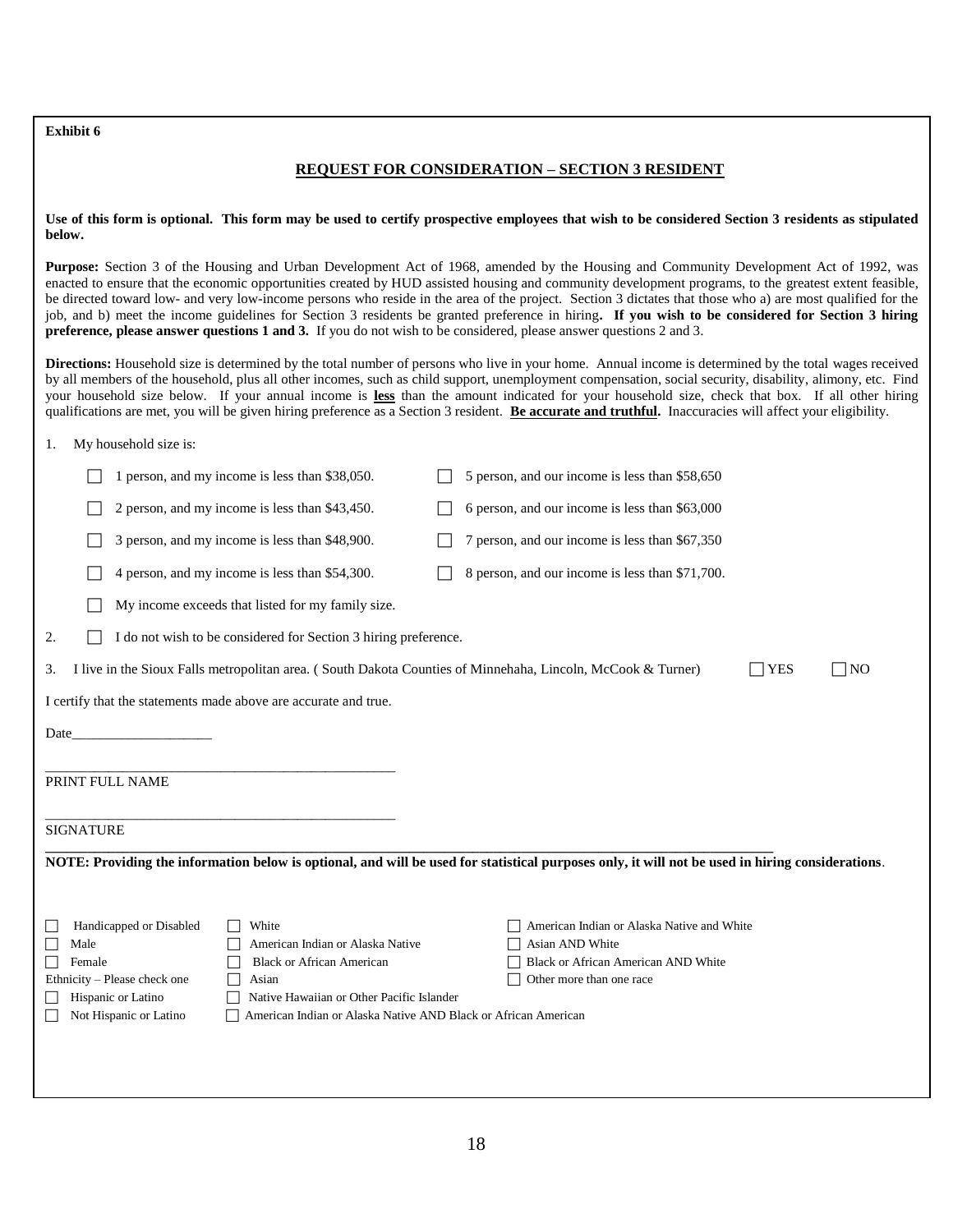**Exhibit 6**

## REQUEST FOR CONSIDERATION – SECTION 3 RESIDENT

**Use of this form is optional. This form may be used to certify prospective employees that wish to be considered Section 3 residents as stipulated below.**

**Purpose:** Section 3 of the Housing and Urban Development Act of 1968, amended by the Housing and Community Development Act of 1992, was enacted to ensure that the economic opportunities created by HUD assisted housing and community development programs, to the greatest extent feasible, be directed toward low- and very low-income persons who reside in the area of the project. Section 3 dictates that those who a) are most qualified for the job, and b) meet the income guidelines for Section 3 residents be granted preference in hiring**. If you wish to be considered for Section 3 hiring preference, please answer questions 1 and 3.** If you do not wish to be considered, please answer questions 2 and 3.

**Directions:** Household size is determined by the total number of persons who live in your home. Annual income is determined by the total wages received by all members of the household, plus all other incomes, such as child support, unemployment compensation, social security, disability, alimony, etc. Find your household size below. If your annual income is **less** than the amount indicated for your household size, check that box. If all other hiring qualifications are met, you will be given hiring preference as a Section 3 resident. **Be accurate and truthful.** Inaccuracies will affect your eligibility.

1. My household size is:

   - ☐ 1 person, and my income is less than $38,050.
   - ☐ 2 person, and my income is less than $43,450.
   - ☐ 3 person, and my income is less than $48,900.
   - ☐ 4 person, and my income is less than $54,300.
   - ☐ 5 person, and our income is less than $58,650
   - ☐ 6 person, and our income is less than $63,000
   - ☐ 7 person, and our income is less than $67,350
   - ☐ 8 person, and our income is less than $71,700.
   - ☐ My income exceeds that listed for my family size.

2. ☐ I do not wish to be considered for Section 3 hiring preference.

3. I live in the Sioux Falls metropolitan area. ( South Dakota Counties of Minnehaha, Lincoln, McCook & Turner) ☐ YES ☐ NO

I certify that the statements made above are accurate and true.

Date____________________

___________________________________________________
PRINT FULL NAME

___________________________________________________
SIGNATURE

**NOTE: Providing the information below is optional, and will be used for statistical purposes only, it will not be used in hiring considerations**.

- ☐ Handicapped or Disabled
- ☐ Male
- ☐ Female

Ethnicity – Please check one

- ☐ Hispanic or Latino
- ☐ Not Hispanic or Latino

- ☐ White
- ☐ American Indian or Alaska Native
- ☐ Black or African American
- ☐ Asian
- ☐ Native Hawaiian or Other Pacific Islander
- ☐ American Indian or Alaska Native AND Black or African American
- ☐ American Indian or Alaska Native and White
- ☐ Asian AND White
- ☐ Black or African American AND White
- ☐ Other more than one race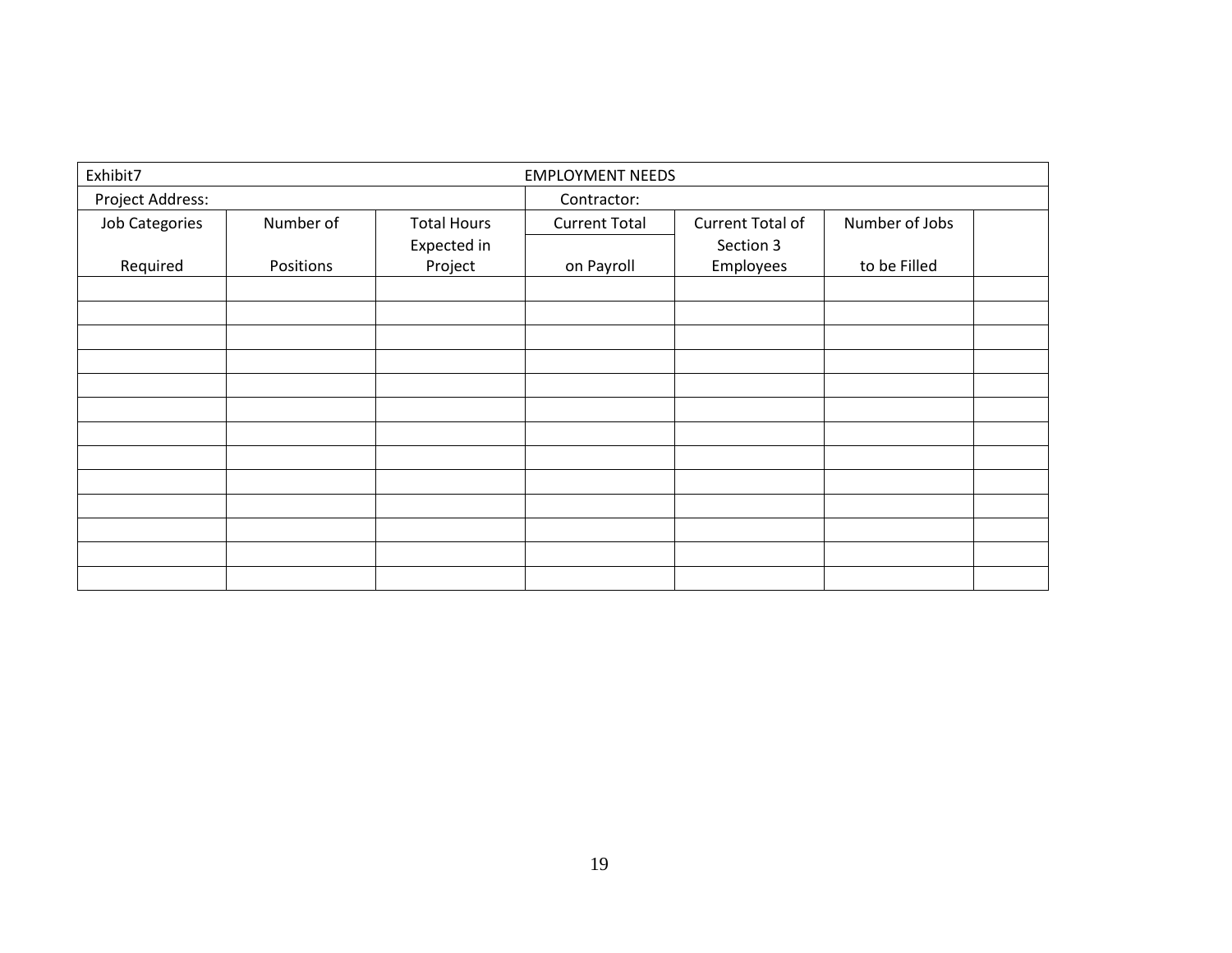| Exhibit7 | | | EMPLOYMENT NEEDS | | | |
|---|---|---|---|---|---|---|
| Project Address: | | | Contractor: | | | |
| Job Categories Required | Number of Positions | Total Hours Expected in Project | Current Total on Payroll | Current Total of Section 3 Employees | Number of Jobs to be Filled | |
| | | | | | | |
| | | | | | | |
| | | | | | | |
| | | | | | | |
| | | | | | | |
| | | | | | | |
| | | | | | | |
| | | | | | | |
| | | | | | | |
| | | | | | | |
| | | | | | | |
| | | | | | | |
| | | | | | | |